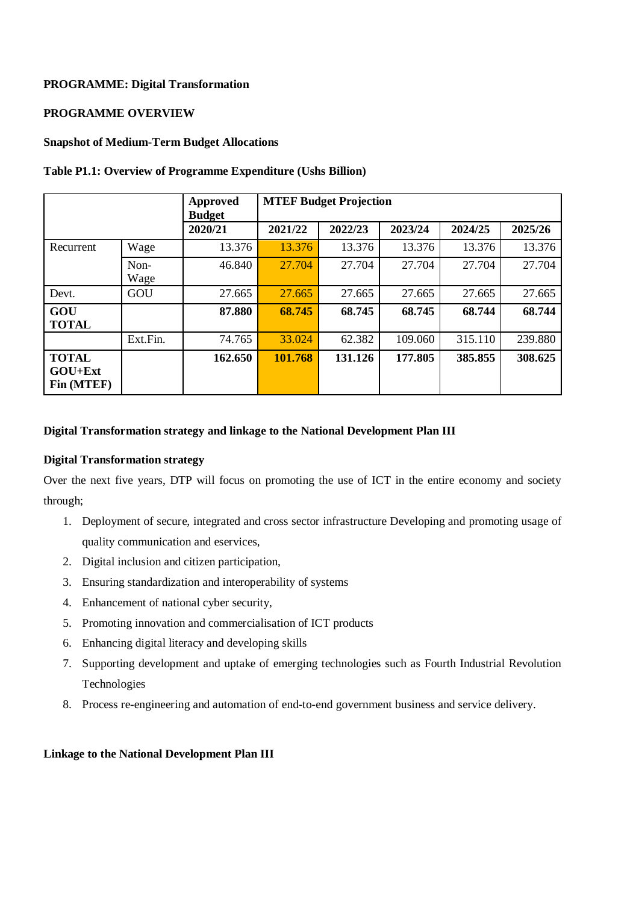**PROGRAMME: Digital Transformation**

**PROGRAMME OVERVIEW**

**Snapshot of Medium-Term Budget Allocations**

**Table P1.1: Overview of Programme Expenditure (Ushs Billion)**

| | | **Approved Budget** | **MTEF Budget Projection** | | | | |
|---|---|---|---|---|---|---|---|
| | | **2020/21** | **2021/22** | **2022/23** | **2023/24** | **2024/25** | **2025/26** |
| Recurrent | Wage | 13.376 | 13.376 | 13.376 | 13.376 | 13.376 | 13.376 |
| | Non-Wage | 46.840 | 27.704 | 27.704 | 27.704 | 27.704 | 27.704 |
| Devt. | GOU | 27.665 | 27.665 | 27.665 | 27.665 | 27.665 | 27.665 |
| **GOU TOTAL** | | **87.880** | **68.745** | **68.745** | **68.745** | **68.744** | **68.744** |
| | Ext.Fin. | 74.765 | 33.024 | 62.382 | 109.060 | 315.110 | 239.880 |
| **TOTAL GOU+Ext Fin (MTEF)** | | **162.650** | **101.768** | **131.126** | **177.805** | **385.855** | **308.625** |

**Digital Transformation strategy and linkage to the National Development Plan III**

**Digital Transformation strategy**

Over the next five years, DTP will focus on promoting the use of ICT in the entire economy and society through;

1. Deployment of secure, integrated and cross sector infrastructure Developing and promoting usage of quality communication and eservices,
2. Digital inclusion and citizen participation,
3. Ensuring standardization and interoperability of systems
4. Enhancement of national cyber security,
5. Promoting innovation and commercialisation of ICT products
6. Enhancing digital literacy and developing skills
7. Supporting development and uptake of emerging technologies such as Fourth Industrial Revolution Technologies
8. Process re-engineering and automation of end-to-end government business and service delivery.

**Linkage to the National Development Plan III**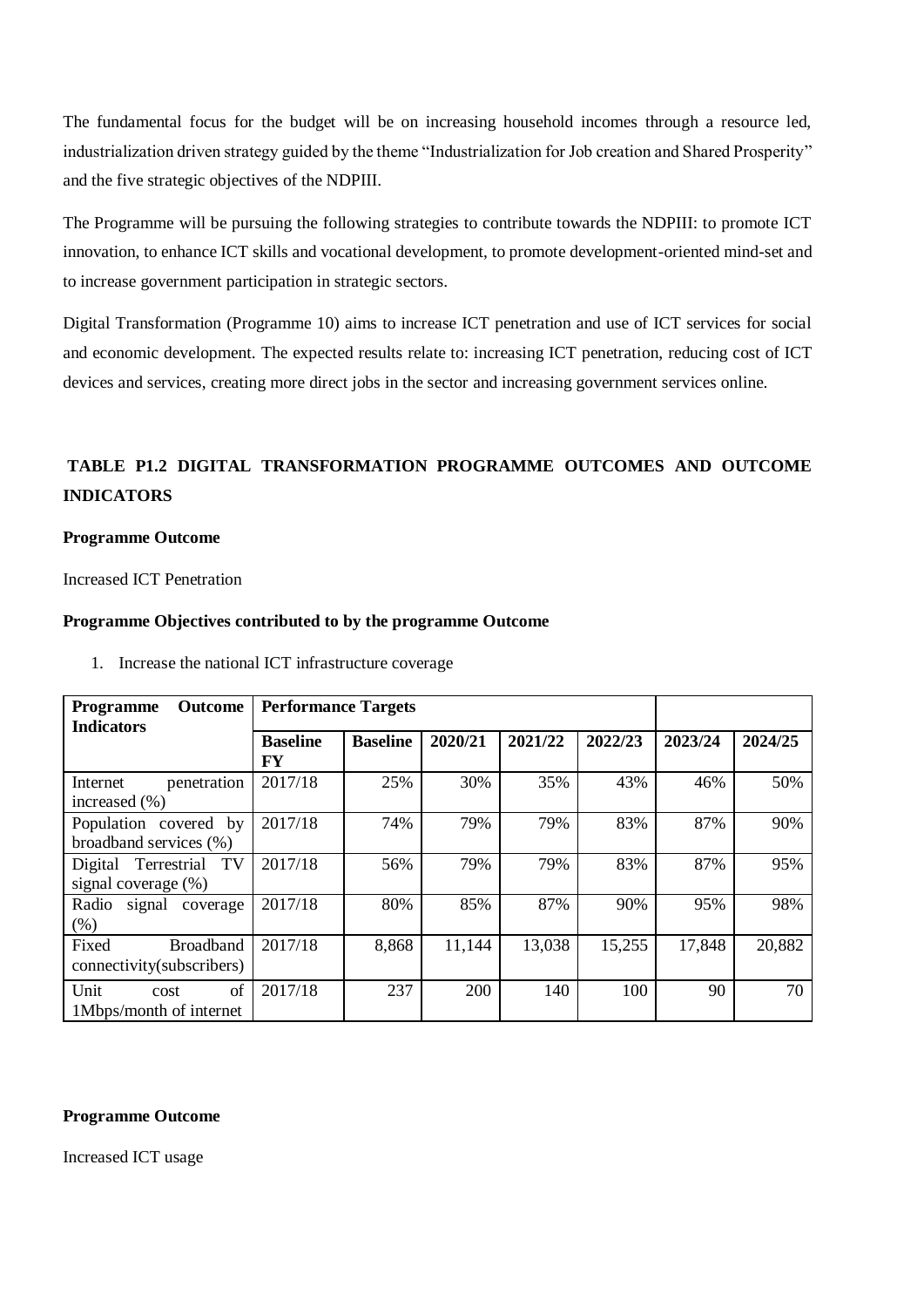The fundamental focus for the budget will be on increasing household incomes through a resource led, industrialization driven strategy guided by the theme "Industrialization for Job creation and Shared Prosperity" and the five strategic objectives of the NDPIII.

The Programme will be pursuing the following strategies to contribute towards the NDPIII: to promote ICT innovation, to enhance ICT skills and vocational development, to promote development-oriented mind-set and to increase government participation in strategic sectors.

Digital Transformation (Programme 10) aims to increase ICT penetration and use of ICT services for social and economic development. The expected results relate to: increasing ICT penetration, reducing cost of ICT devices and services, creating more direct jobs in the sector and increasing government services online.

## TABLE P1.2 DIGITAL TRANSFORMATION PROGRAMME OUTCOMES AND OUTCOME INDICATORS

**Programme Outcome**

Increased ICT Penetration

**Programme Objectives contributed to by the programme Outcome**

1. Increase the national ICT infrastructure coverage

| Programme Outcome Indicators | Performance Targets | | | | | | |
|---|---|---|---|---|---|---|---|
| | Baseline FY | Baseline | 2020/21 | 2021/22 | 2022/23 | 2023/24 | 2024/25 |
| Internet penetration increased (%) | 2017/18 | 25% | 30% | 35% | 43% | 46% | 50% |
| Population covered by broadband services (%) | 2017/18 | 74% | 79% | 79% | 83% | 87% | 90% |
| Digital Terrestrial TV signal coverage (%) | 2017/18 | 56% | 79% | 79% | 83% | 87% | 95% |
| Radio signal coverage (%) | 2017/18 | 80% | 85% | 87% | 90% | 95% | 98% |
| Fixed Broadband connectivity(subscribers) | 2017/18 | 8,868 | 11,144 | 13,038 | 15,255 | 17,848 | 20,882 |
| Unit cost of 1Mbps/month of internet | 2017/18 | 237 | 200 | 140 | 100 | 90 | 70 |

**Programme Outcome**

Increased ICT usage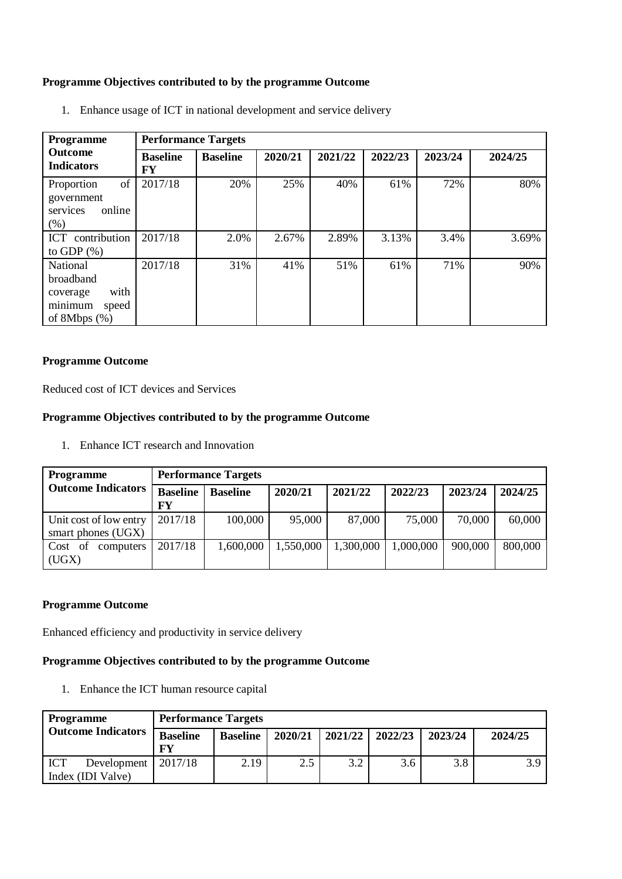**Programme Objectives contributed to by the programme Outcome**

1. Enhance usage of ICT in national development and service delivery

| Programme Outcome Indicators | Performance Targets | | | | | | |
|---|---|---|---|---|---|---|---|
| | **Baseline FY** | **Baseline** | **2020/21** | **2021/22** | **2022/23** | **2023/24** | **2024/25** |
| Proportion of government services online (%) | 2017/18 | 20% | 25% | 40% | 61% | 72% | 80% |
| ICT contribution to GDP (%) | 2017/18 | 2.0% | 2.67% | 2.89% | 3.13% | 3.4% | 3.69% |
| National broadband coverage with minimum speed of 8Mbps (%) | 2017/18 | 31% | 41% | 51% | 61% | 71% | 90% |

**Programme Outcome**

Reduced cost of ICT devices and Services

**Programme Objectives contributed to by the programme Outcome**

1. Enhance ICT research and Innovation

| Programme Outcome Indicators | Performance Targets | | | | | | |
|---|---|---|---|---|---|---|---|
| | **Baseline FY** | **Baseline** | **2020/21** | **2021/22** | **2022/23** | **2023/24** | **2024/25** |
| Unit cost of low entry smart phones (UGX) | 2017/18 | 100,000 | 95,000 | 87,000 | 75,000 | 70,000 | 60,000 |
| Cost of computers (UGX) | 2017/18 | 1,600,000 | 1,550,000 | 1,300,000 | 1,000,000 | 900,000 | 800,000 |

**Programme Outcome**

Enhanced efficiency and productivity in service delivery

**Programme Objectives contributed to by the programme Outcome**

1. Enhance the ICT human resource capital

| Programme Outcome Indicators | Performance Targets | | | | | | |
|---|---|---|---|---|---|---|---|
| | **Baseline FY** | **Baseline** | **2020/21** | **2021/22** | **2022/23** | **2023/24** | **2024/25** |
| ICT Development Index (IDI Valve) | 2017/18 | 2.19 | 2.5 | 3.2 | 3.6 | 3.8 | 3.9 |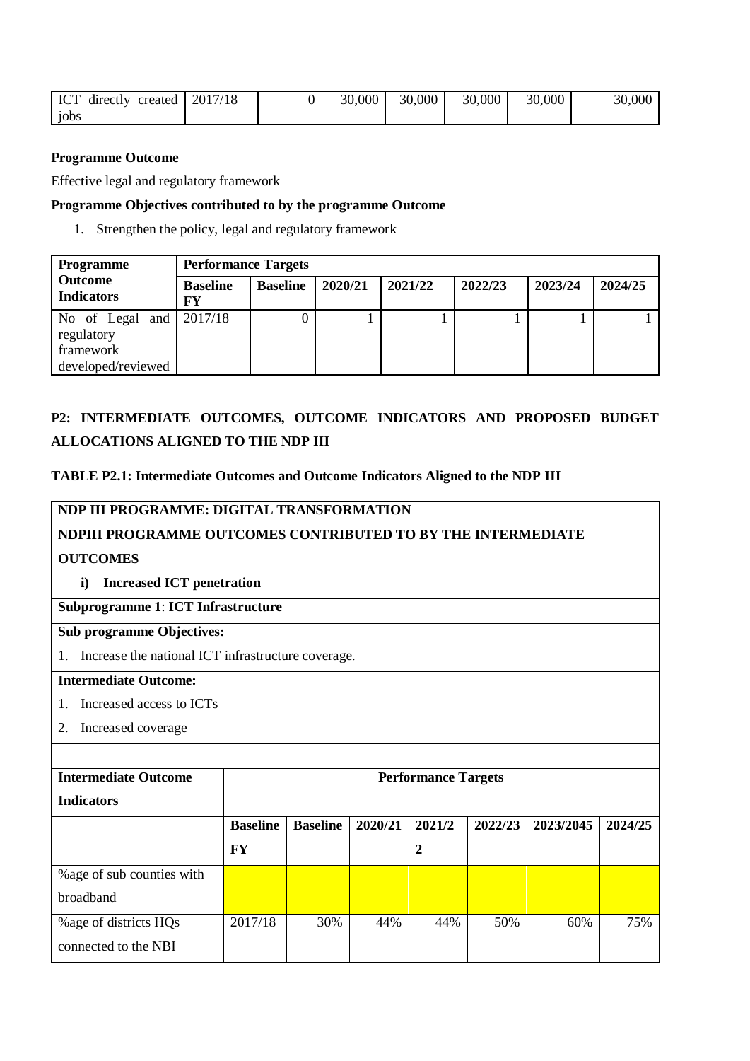| ICT directly created jobs | 2017/18 | 0 | 30,000 | 30,000 | 30,000 | 30,000 | 30,000 |
|---|---|---|---|---|---|---|---|

**Programme Outcome**

Effective legal and regulatory framework

**Programme Objectives contributed to by the programme Outcome**

1. Strengthen the policy, legal and regulatory framework

| Programme Outcome Indicators | Performance Targets | | | | | | |
|---|---|---|---|---|---|---|---|
| | Baseline FY | Baseline | 2020/21 | 2021/22 | 2022/23 | 2023/24 | 2024/25 |
| No of Legal and regulatory framework developed/reviewed | 2017/18 | 0 | 1 | 1 | 1 | 1 | 1 |

## P2: INTERMEDIATE OUTCOMES, OUTCOME INDICATORS AND PROPOSED BUDGET ALLOCATIONS ALIGNED TO THE NDP III

**TABLE P2.1: Intermediate Outcomes and Outcome Indicators Aligned to the NDP III**

**NDP III PROGRAMME: DIGITAL TRANSFORMATION**

**NDPIII PROGRAMME OUTCOMES CONTRIBUTED TO BY THE INTERMEDIATE OUTCOMES**

i) **Increased ICT penetration**

**Subprogramme 1**: **ICT Infrastructure**

**Sub programme Objectives:**

1. Increase the national ICT infrastructure coverage.

**Intermediate Outcome:**

1. Increased access to ICTs
2. Increased coverage

| Intermediate Outcome Indicators | Performance Targets | | | | | | |
|---|---|---|---|---|---|---|---|
| | Baseline FY | Baseline | 2020/21 | 2021/22 | 2022/23 | 2023/2045 | 2024/25 |
| %age of sub counties with broadband | | | | | | | |
| %age of districts HQs connected to the NBI | 2017/18 | 30% | 44% | 44% | 50% | 60% | 75% |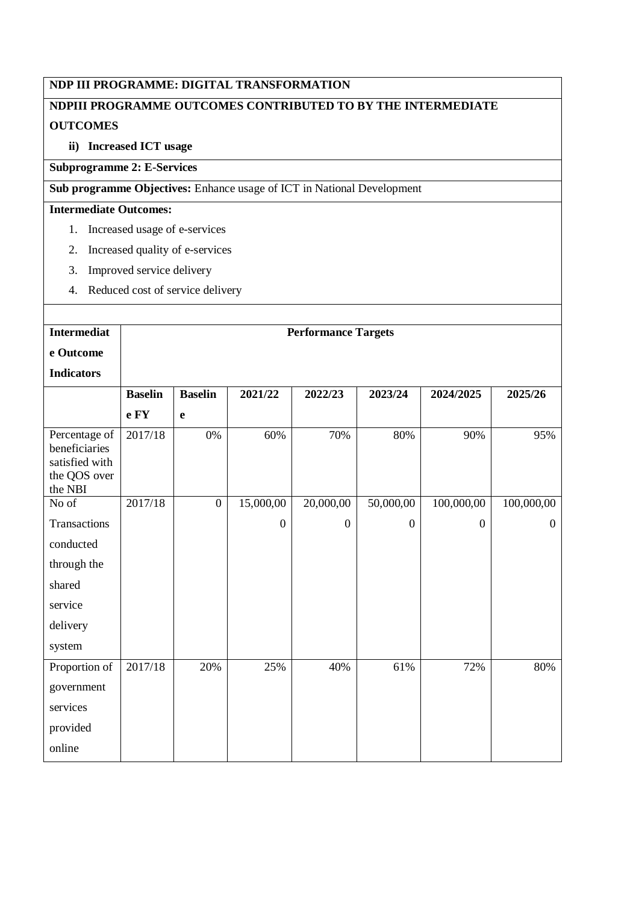**NDP III PROGRAMME: DIGITAL TRANSFORMATION**

**NDPIII PROGRAMME OUTCOMES CONTRIBUTED TO BY THE INTERMEDIATE OUTCOMES**

**ii) Increased ICT usage**

**Subprogramme 2: E-Services**

**Sub programme Objectives:** Enhance usage of ICT in National Development

**Intermediate Outcomes:**

1. Increased usage of e-services
2. Increased quality of e-services
3. Improved service delivery
4. Reduced cost of service delivery

| Intermediate Outcome Indicators | Performance Targets | | | | | | |
|---|---|---|---|---|---|---|---|
| | **Baseline FY** | **Baseline** | **2021/22** | **2022/23** | **2023/24** | **2024/2025** | **2025/26** |
| Percentage of beneficiaries satisfied with the QOS over the NBI | 2017/18 | 0% | 60% | 70% | 80% | 90% | 95% |
| No of Transactions conducted through the shared service delivery system | 2017/18 | 0 | 15,000,000 | 20,000,000 | 50,000,000 | 100,000,000 | 100,000,000 |
| Proportion of government services provided online | 2017/18 | 20% | 25% | 40% | 61% | 72% | 80% |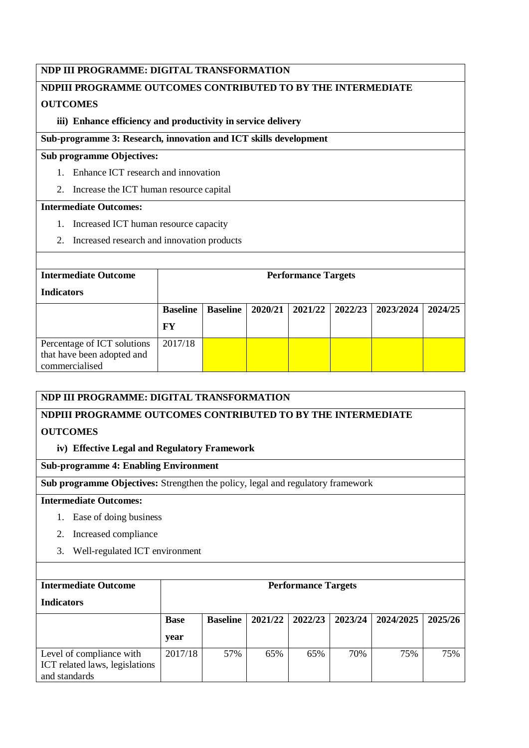**NDP III PROGRAMME: DIGITAL TRANSFORMATION**

**NDPIII PROGRAMME OUTCOMES CONTRIBUTED TO BY THE INTERMEDIATE OUTCOMES**

**iii) Enhance efficiency and productivity in service delivery**

**Sub-programme 3: Research, innovation and ICT skills development**

**Sub programme Objectives:**

1. Enhance ICT research and innovation
2. Increase the ICT human resource capital

**Intermediate Outcomes:**

1. Increased ICT human resource capacity
2. Increased research and innovation products

| **Intermediate Outcome Indicators** | **Performance Targets** | | | | | | |
|---|---|---|---|---|---|---|---|
| | **Baseline FY** | **Baseline** | **2020/21** | **2021/22** | **2022/23** | **2023/2024** | **2024/25** |
| Percentage of ICT solutions that have been adopted and commercialised | 2017/18 | | | | | | |

**NDP III PROGRAMME: DIGITAL TRANSFORMATION**

**NDPIII PROGRAMME OUTCOMES CONTRIBUTED TO BY THE INTERMEDIATE OUTCOMES**

**iv) Effective Legal and Regulatory Framework**

**Sub-programme 4: Enabling Environment**

**Sub programme Objectives:** Strengthen the policy, legal and regulatory framework

**Intermediate Outcomes:**

1. Ease of doing business
2. Increased compliance
3. Well-regulated ICT environment

| **Intermediate Outcome Indicators** | **Performance Targets** | | | | | | |
|---|---|---|---|---|---|---|---|
| | **Base year** | **Baseline** | **2021/22** | **2022/23** | **2023/24** | **2024/2025** | **2025/26** |
| Level of compliance with ICT related laws, legislations and standards | 2017/18 | 57% | 65% | 65% | 70% | 75% | 75% |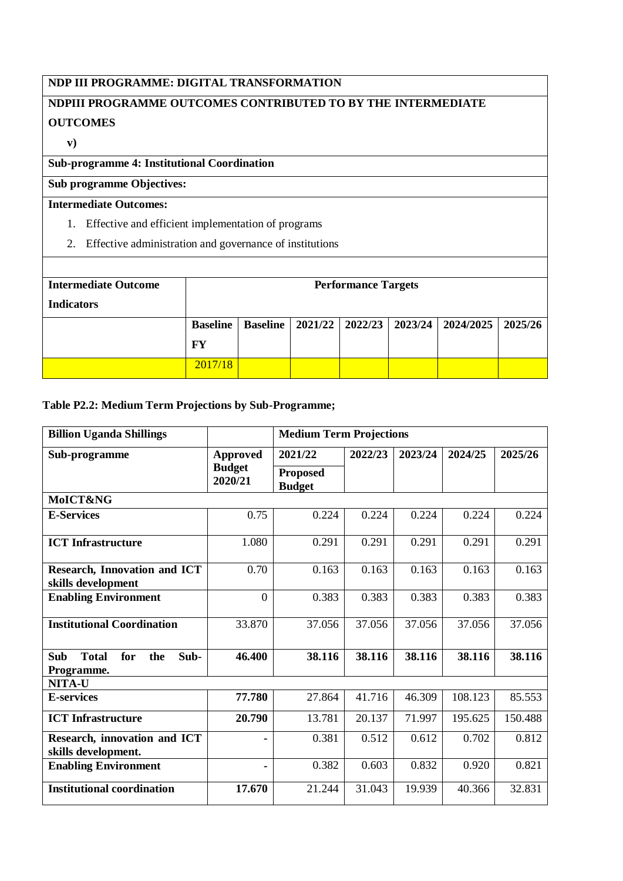| NDP III PROGRAMME: DIGITAL TRANSFORMATION | | | | | | | |
|---|---|---|---|---|---|---|---|
| **NDPIII PROGRAMME OUTCOMES CONTRIBUTED TO BY THE INTERMEDIATE OUTCOMES**<br>**v)** | | | | | | | |
| **Sub-programme 4: Institutional Coordination** | | | | | | | |
| **Sub programme Objectives:** | | | | | | | |
| **Intermediate Outcomes:**<br>1. Effective and efficient implementation of programs<br>2. Effective administration and governance of institutions | | | | | | | |
| | | | | | | | |
| **Intermediate Outcome Indicators** | **Performance Targets** | | | | | | |
| | **Baseline FY** | **Baseline** | **2021/22** | **2022/23** | **2023/24** | **2024/2025** | **2025/26** |
| | 2017/18 | | | | | | |

**Table P2.2: Medium Term Projections by Sub-Programme;**

| Billion Uganda Shillings | | Medium Term Projections | | | | |
|---|---|---|---|---|---|---|
| **Sub-programme** | **Approved Budget 2020/21** | **2021/22 Proposed Budget** | **2022/23** | **2023/24** | **2024/25** | **2025/26** |
| **MoICT&NG** | | | | | | |
| **E-Services** | 0.75 | 0.224 | 0.224 | 0.224 | 0.224 | 0.224 |
| **ICT Infrastructure** | 1.080 | 0.291 | 0.291 | 0.291 | 0.291 | 0.291 |
| **Research, Innovation and ICT skills development** | 0.70 | 0.163 | 0.163 | 0.163 | 0.163 | 0.163 |
| **Enabling Environment** | 0 | 0.383 | 0.383 | 0.383 | 0.383 | 0.383 |
| **Institutional Coordination** | 33.870 | 37.056 | 37.056 | 37.056 | 37.056 | 37.056 |
| **Sub Total for the Sub-Programme.** | **46.400** | **38.116** | **38.116** | **38.116** | **38.116** | **38.116** |
| **NITA-U** | | | | | | |
| **E-services** | **77.780** | 27.864 | 41.716 | 46.309 | 108.123 | 85.553 |
| **ICT Infrastructure** | **20.790** | 13.781 | 20.137 | 71.997 | 195.625 | 150.488 |
| **Research, innovation and ICT skills development.** | - | 0.381 | 0.512 | 0.612 | 0.702 | 0.812 |
| **Enabling Environment** | - | 0.382 | 0.603 | 0.832 | 0.920 | 0.821 |
| **Institutional coordination** | **17.670** | 21.244 | 31.043 | 19.939 | 40.366 | 32.831 |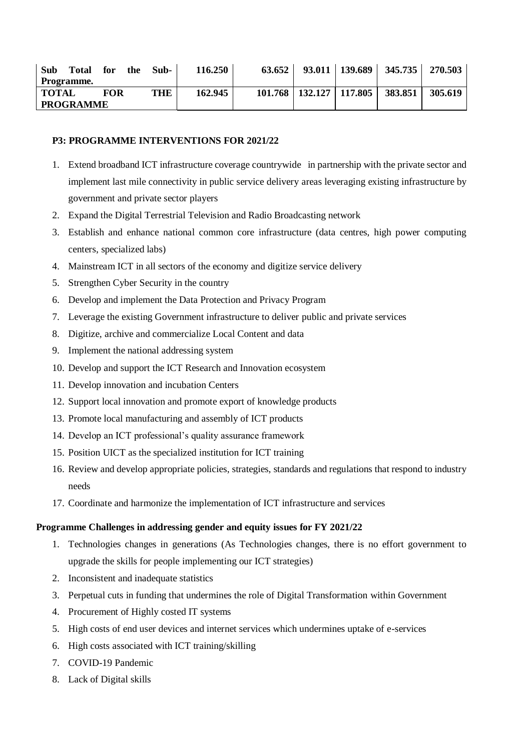| | | | | | | |
|---|---|---|---|---|---|---|
| **Sub Total for the Sub-Programme.** | **116.250** | **63.652** | **93.011** | **139.689** | **345.735** | **270.503** |
| **TOTAL FOR THE PROGRAMME** | **162.945** | **101.768** | **132.127** | **117.805** | **383.851** | **305.619** |

**P3: PROGRAMME INTERVENTIONS FOR 2021/22**

1. Extend broadband ICT infrastructure coverage countrywide in partnership with the private sector and implement last mile connectivity in public service delivery areas leveraging existing infrastructure by government and private sector players
2. Expand the Digital Terrestrial Television and Radio Broadcasting network
3. Establish and enhance national common core infrastructure (data centres, high power computing centers, specialized labs)
4. Mainstream ICT in all sectors of the economy and digitize service delivery
5. Strengthen Cyber Security in the country
6. Develop and implement the Data Protection and Privacy Program
7. Leverage the existing Government infrastructure to deliver public and private services
8. Digitize, archive and commercialize Local Content and data
9. Implement the national addressing system
10. Develop and support the ICT Research and Innovation ecosystem
11. Develop innovation and incubation Centers
12. Support local innovation and promote export of knowledge products
13. Promote local manufacturing and assembly of ICT products
14. Develop an ICT professional's quality assurance framework
15. Position UICT as the specialized institution for ICT training
16. Review and develop appropriate policies, strategies, standards and regulations that respond to industry needs
17. Coordinate and harmonize the implementation of ICT infrastructure and services

**Programme Challenges in addressing gender and equity issues for FY 2021/22**

1. Technologies changes in generations (As Technologies changes, there is no effort government to upgrade the skills for people implementing our ICT strategies)
2. Inconsistent and inadequate statistics
3. Perpetual cuts in funding that undermines the role of Digital Transformation within Government
4. Procurement of Highly costed IT systems
5. High costs of end user devices and internet services which undermines uptake of e-services
6. High costs associated with ICT training/skilling
7. COVID-19 Pandemic
8. Lack of Digital skills